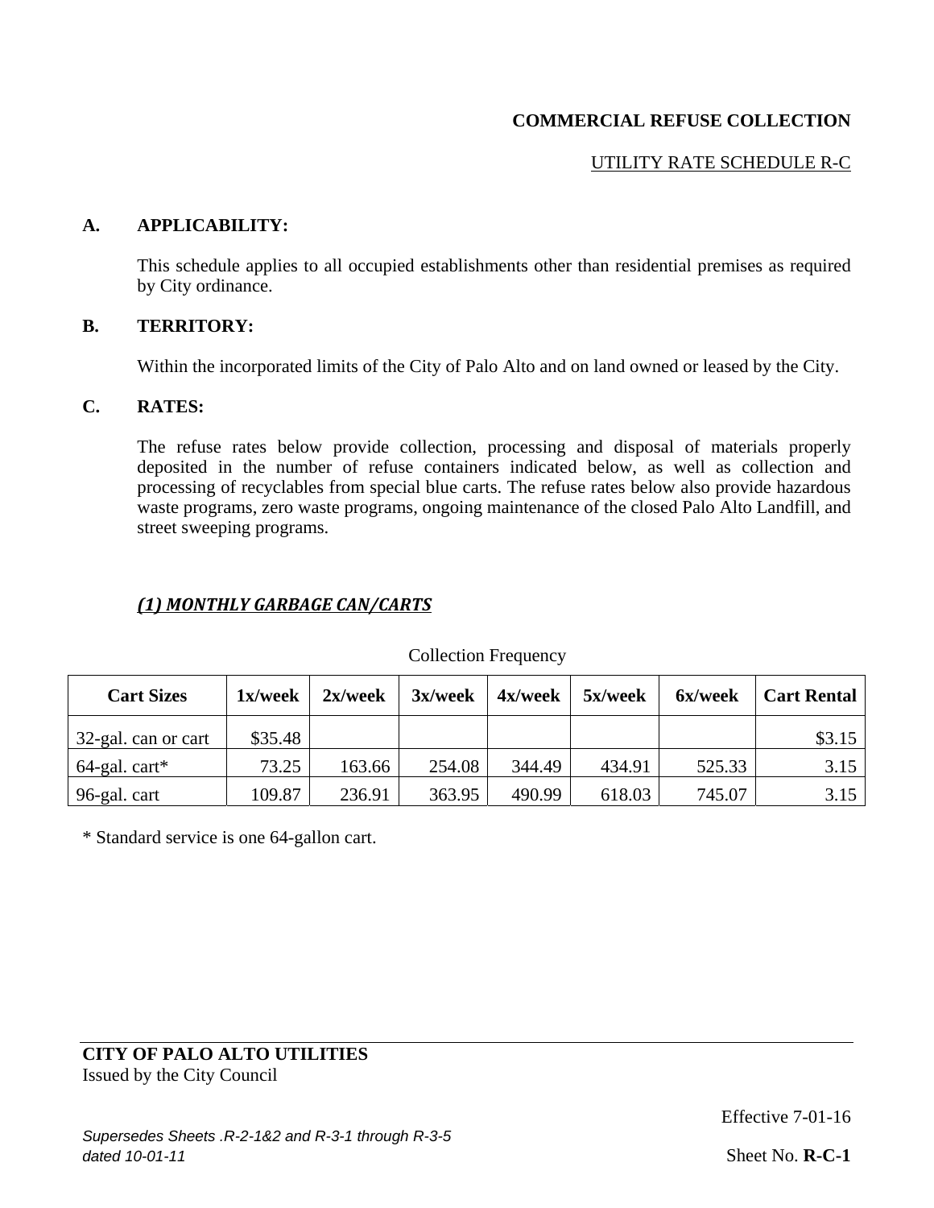**COMMERCIAL REFUSE COLLECTION**

UTILITY RATE SCHEDULE R-C

**A. APPLICABILITY:**

This schedule applies to all occupied establishments other than residential premises as required by City ordinance.

**B. TERRITORY:**

Within the incorporated limits of the City of Palo Alto and on land owned or leased by the City.

**C. RATES:**

The refuse rates below provide collection, processing and disposal of materials properly deposited in the number of refuse containers indicated below, as well as collection and processing of recyclables from special blue carts. The refuse rates below also provide hazardous waste programs, zero waste programs, ongoing maintenance of the closed Palo Alto Landfill, and street sweeping programs.

***(1) MONTHLY GARBAGE CAN/CARTS***

Collection Frequency

| Cart Sizes | 1x/week | 2x/week | 3x/week | 4x/week | 5x/week | 6x/week | Cart Rental |
|---|---|---|---|---|---|---|---|
| 32-gal. can or cart | $35.48 | | | | | | $3.15 |
| 64-gal. cart* | 73.25 | 163.66 | 254.08 | 344.49 | 434.91 | 525.33 | 3.15 |
| 96-gal. cart | 109.87 | 236.91 | 363.95 | 490.99 | 618.03 | 745.07 | 3.15 |

* Standard service is one 64-gallon cart.

**CITY OF PALO ALTO UTILITIES**
Issued by the City Council

Effective 7-01-16

*Supersedes Sheets .R-2-1&2 and R-3-1 through R-3-5 dated 10-01-11*

Sheet No. **R-C-1**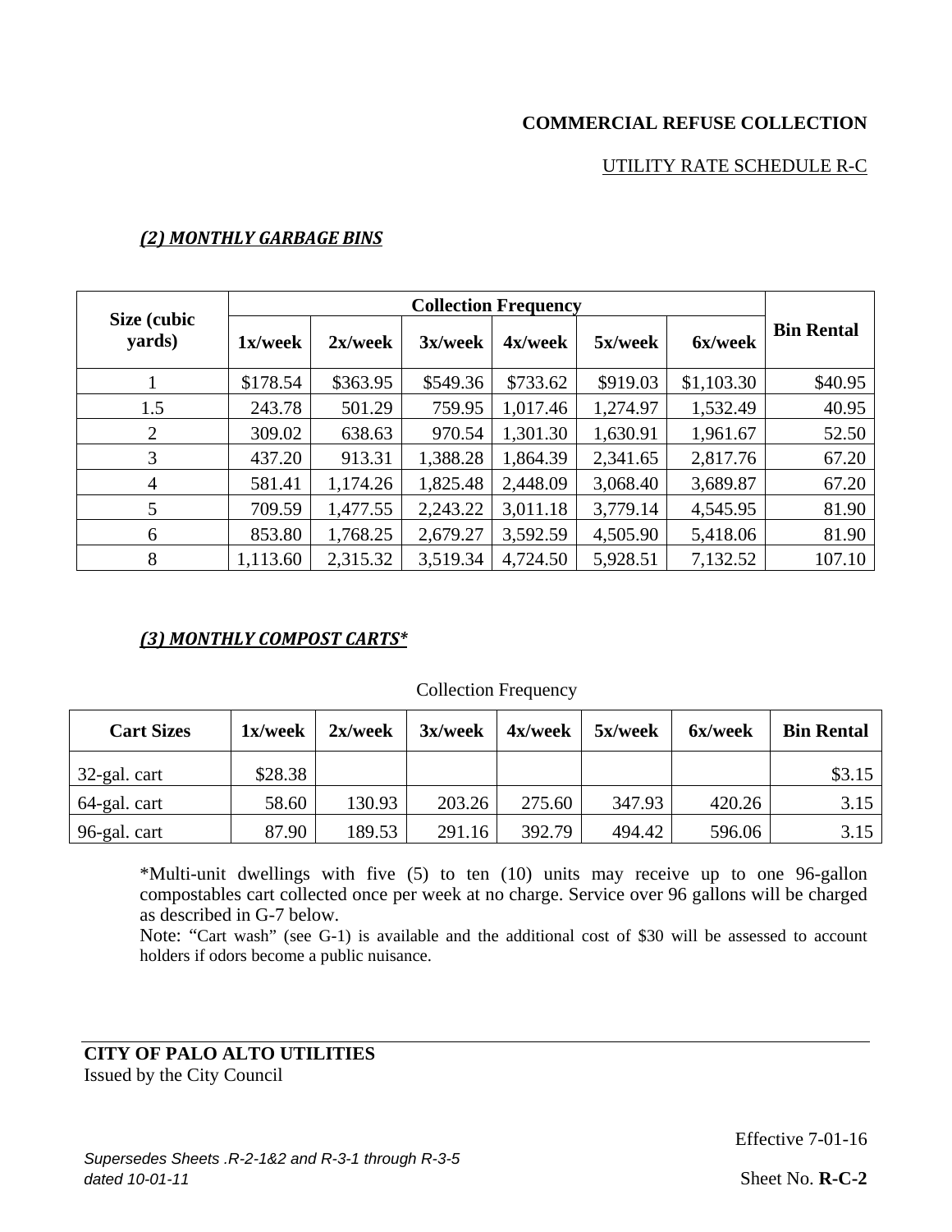**COMMERCIAL REFUSE COLLECTION**

UTILITY RATE SCHEDULE R-C

### *(2) MONTHLY GARBAGE BINS*

| Size (cubic yards) | Collection Frequency | | | | | | Bin Rental |
|---|---|---|---|---|---|---|---|
| | 1x/week | 2x/week | 3x/week | 4x/week | 5x/week | 6x/week | |
| 1 | $178.54 | $363.95 | $549.36 | $733.62 | $919.03 | $1,103.30 | $40.95 |
| 1.5 | 243.78 | 501.29 | 759.95 | 1,017.46 | 1,274.97 | 1,532.49 | 40.95 |
| 2 | 309.02 | 638.63 | 970.54 | 1,301.30 | 1,630.91 | 1,961.67 | 52.50 |
| 3 | 437.20 | 913.31 | 1,388.28 | 1,864.39 | 2,341.65 | 2,817.76 | 67.20 |
| 4 | 581.41 | 1,174.26 | 1,825.48 | 2,448.09 | 3,068.40 | 3,689.87 | 67.20 |
| 5 | 709.59 | 1,477.55 | 2,243.22 | 3,011.18 | 3,779.14 | 4,545.95 | 81.90 |
| 6 | 853.80 | 1,768.25 | 2,679.27 | 3,592.59 | 4,505.90 | 5,418.06 | 81.90 |
| 8 | 1,113.60 | 2,315.32 | 3,519.34 | 4,724.50 | 5,928.51 | 7,132.52 | 107.10 |

### *(3) MONTHLY COMPOST CARTS**

Collection Frequency

| Cart Sizes | 1x/week | 2x/week | 3x/week | 4x/week | 5x/week | 6x/week | Bin Rental |
|---|---|---|---|---|---|---|---|
| 32-gal. cart | $28.38 | | | | | | $3.15 |
| 64-gal. cart | 58.60 | 130.93 | 203.26 | 275.60 | 347.93 | 420.26 | 3.15 |
| 96-gal. cart | 87.90 | 189.53 | 291.16 | 392.79 | 494.42 | 596.06 | 3.15 |

*Multi-unit dwellings with five (5) to ten (10) units may receive up to one 96-gallon compostables cart collected once per week at no charge. Service over 96 gallons will be charged as described in G-7 below.

Note: "Cart wash" (see G-1) is available and the additional cost of $30 will be assessed to account holders if odors become a public nuisance.

**CITY OF PALO ALTO UTILITIES**
Issued by the City Council

Effective 7-01-16

*Supersedes Sheets .R-2-1&2 and R-3-1 through R-3-5 dated 10-01-11*

Sheet No. **R-C-2**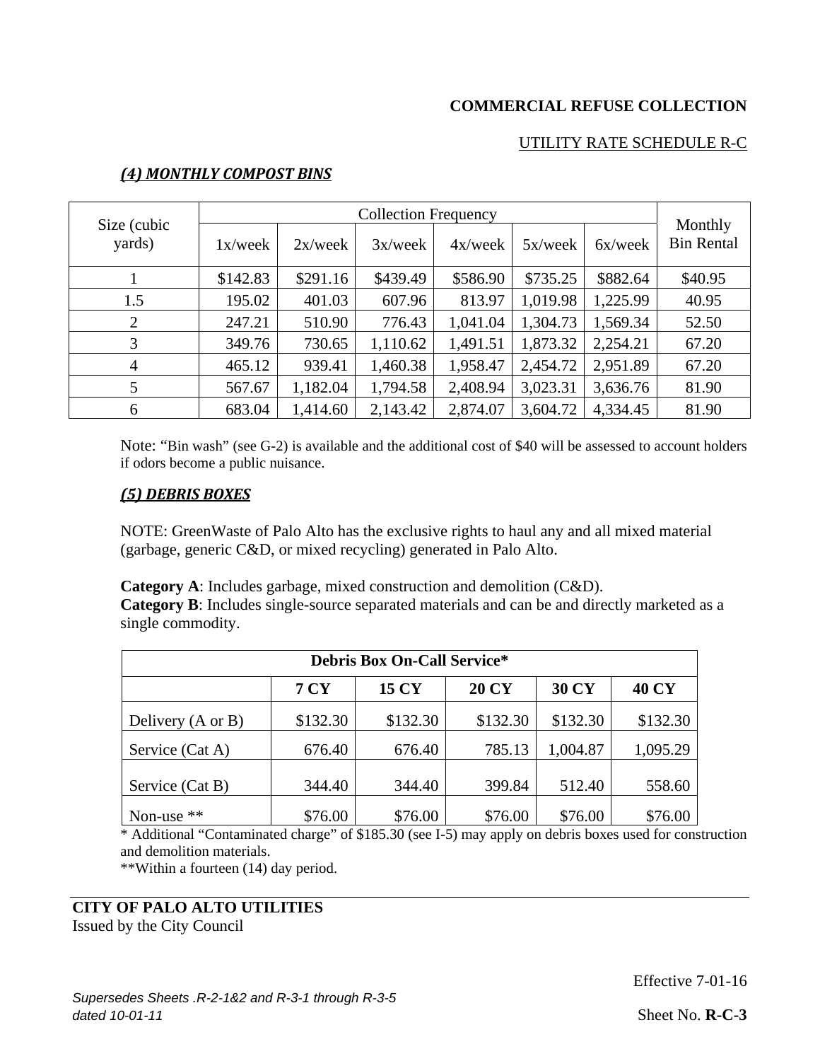**COMMERCIAL REFUSE COLLECTION**

UTILITY RATE SCHEDULE R-C

### *(4) MONTHLY COMPOST BINS*

| Size (cubic yards) | Collection Frequency | | | | | | Monthly Bin Rental |
|---|---|---|---|---|---|---|---|
| | 1x/week | 2x/week | 3x/week | 4x/week | 5x/week | 6x/week | |
| 1 | $142.83 | $291.16 | $439.49 | $586.90 | $735.25 | $882.64 | $40.95 |
| 1.5 | 195.02 | 401.03 | 607.96 | 813.97 | 1,019.98 | 1,225.99 | 40.95 |
| 2 | 247.21 | 510.90 | 776.43 | 1,041.04 | 1,304.73 | 1,569.34 | 52.50 |
| 3 | 349.76 | 730.65 | 1,110.62 | 1,491.51 | 1,873.32 | 2,254.21 | 67.20 |
| 4 | 465.12 | 939.41 | 1,460.38 | 1,958.47 | 2,454.72 | 2,951.89 | 67.20 |
| 5 | 567.67 | 1,182.04 | 1,794.58 | 2,408.94 | 3,023.31 | 3,636.76 | 81.90 |
| 6 | 683.04 | 1,414.60 | 2,143.42 | 2,874.07 | 3,604.72 | 4,334.45 | 81.90 |

Note: "Bin wash" (see G-2) is available and the additional cost of $40 will be assessed to account holders if odors become a public nuisance.

### *(5) DEBRIS BOXES*

NOTE: GreenWaste of Palo Alto has the exclusive rights to haul any and all mixed material (garbage, generic C&D, or mixed recycling) generated in Palo Alto.

**Category A**: Includes garbage, mixed construction and demolition (C&D).
**Category B**: Includes single-source separated materials and can be and directly marketed as a single commodity.

| **Debris Box On-Call Service*** | | | | | |
|---|---|---|---|---|---|
| | **7 CY** | **15 CY** | **20 CY** | **30 CY** | **40 CY** |
| Delivery (A or B) | $132.30 | $132.30 | $132.30 | $132.30 | $132.30 |
| Service (Cat A) | 676.40 | 676.40 | 785.13 | 1,004.87 | 1,095.29 |
| Service (Cat B) | 344.40 | 344.40 | 399.84 | 512.40 | 558.60 |
| Non-use ** | $76.00 | $76.00 | $76.00 | $76.00 | $76.00 |

* Additional "Contaminated charge" of $185.30 (see I-5) may apply on debris boxes used for construction and demolition materials.
**Within a fourteen (14) day period.

**CITY OF PALO ALTO UTILITIES**
Issued by the City Council

Effective 7-01-16

*Supersedes Sheets .R-2-1&2 and R-3-1 through R-3-5 dated 10-01-11*

Sheet No. **R-C-3**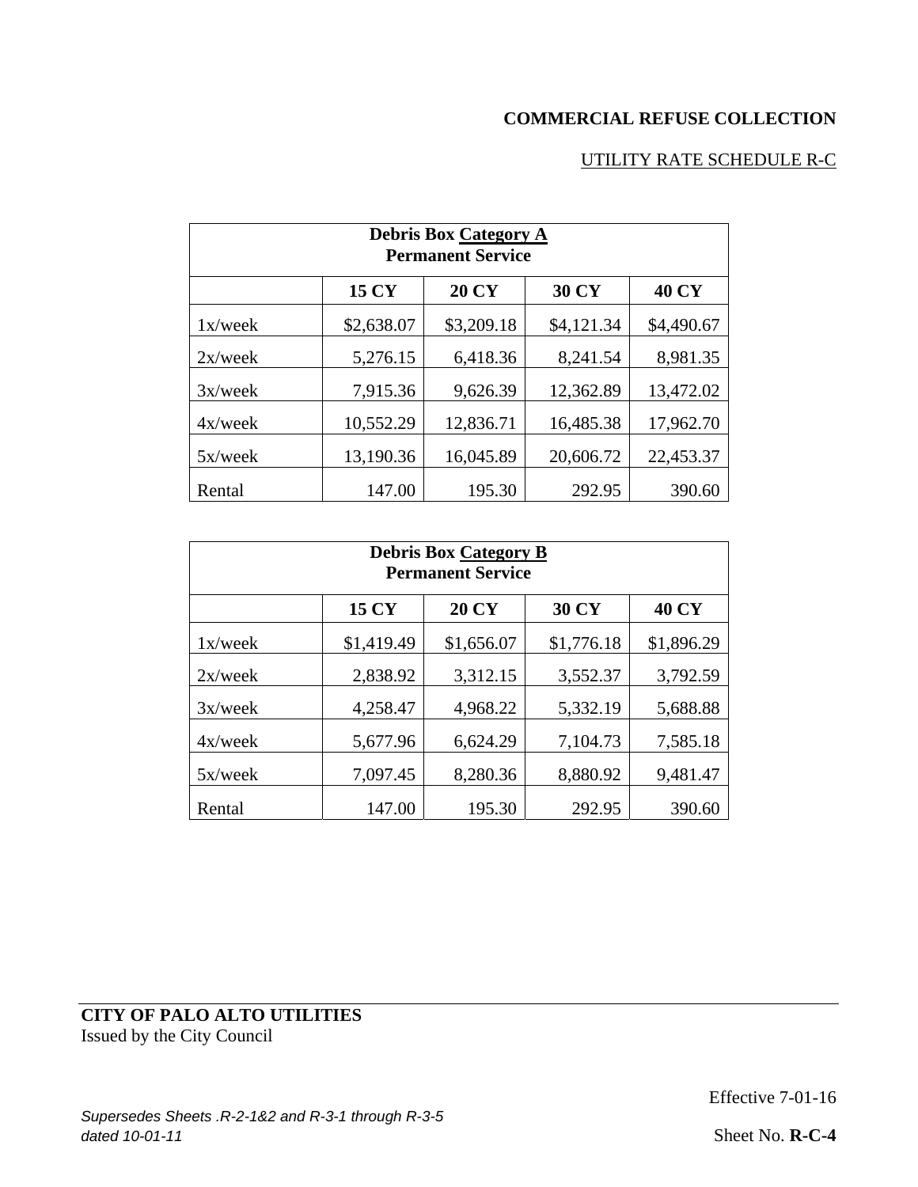**COMMERCIAL REFUSE COLLECTION**

UTILITY RATE SCHEDULE R-C

| Debris Box Category A<br>Permanent Service | | | | |
|---|---|---|---|---|
| | **15 CY** | **20 CY** | **30 CY** | **40 CY** |
| 1x/week | $2,638.07 | $3,209.18 | $4,121.34 | $4,490.67 |
| 2x/week | 5,276.15 | 6,418.36 | 8,241.54 | 8,981.35 |
| 3x/week | 7,915.36 | 9,626.39 | 12,362.89 | 13,472.02 |
| 4x/week | 10,552.29 | 12,836.71 | 16,485.38 | 17,962.70 |
| 5x/week | 13,190.36 | 16,045.89 | 20,606.72 | 22,453.37 |
| Rental | 147.00 | 195.30 | 292.95 | 390.60 |

| Debris Box Category B<br>Permanent Service | | | | |
|---|---|---|---|---|
| | **15 CY** | **20 CY** | **30 CY** | **40 CY** |
| 1x/week | $1,419.49 | $1,656.07 | $1,776.18 | $1,896.29 |
| 2x/week | 2,838.92 | 3,312.15 | 3,552.37 | 3,792.59 |
| 3x/week | 4,258.47 | 4,968.22 | 5,332.19 | 5,688.88 |
| 4x/week | 5,677.96 | 6,624.29 | 7,104.73 | 7,585.18 |
| 5x/week | 7,097.45 | 8,280.36 | 8,880.92 | 9,481.47 |
| Rental | 147.00 | 195.30 | 292.95 | 390.60 |

**CITY OF PALO ALTO UTILITIES**
Issued by the City Council

Effective 7-01-16

*Supersedes Sheets .R-2-1&2 and R-3-1 through R-3-5 dated 10-01-11*

Sheet No. **R-C-4**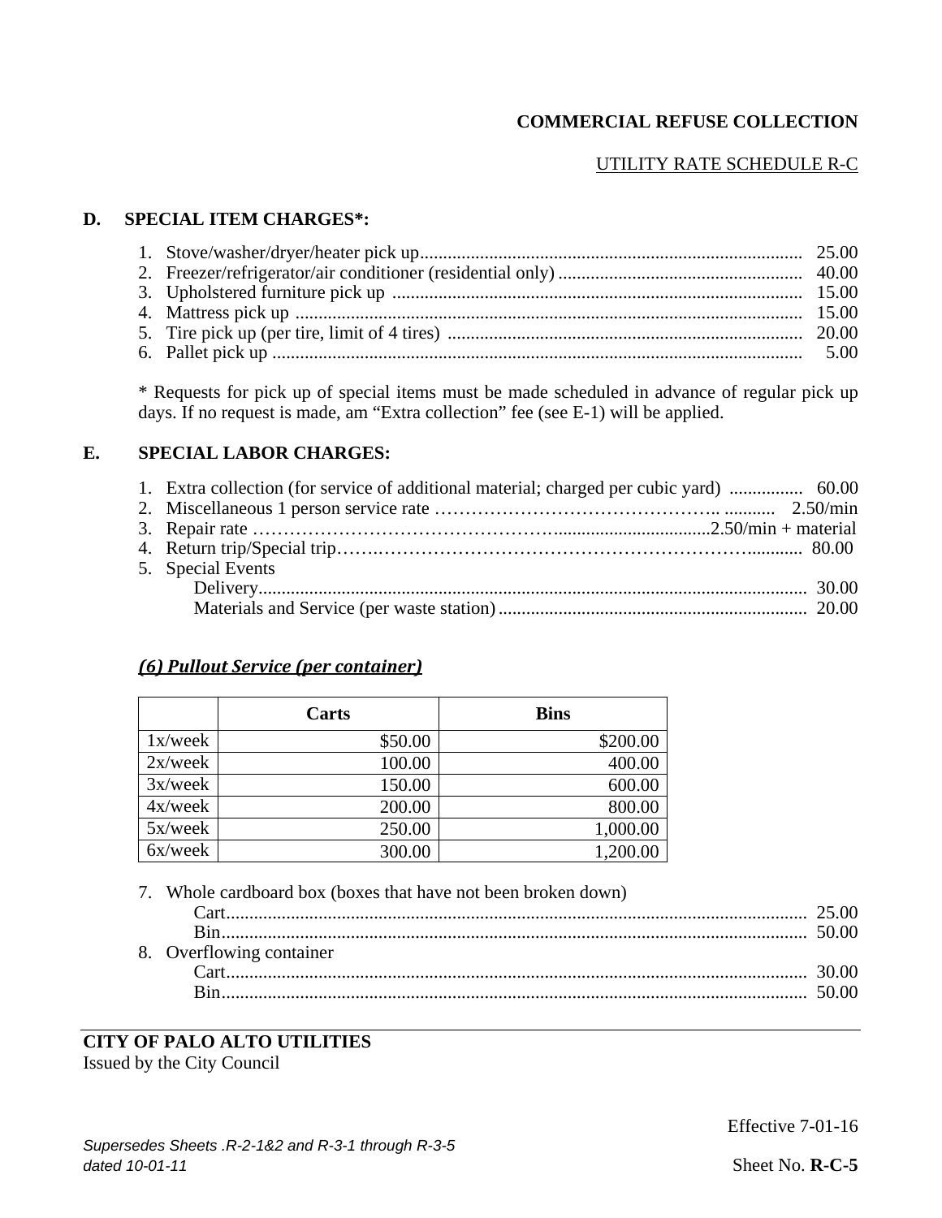**COMMERCIAL REFUSE COLLECTION**

UTILITY RATE SCHEDULE R-C

**D. SPECIAL ITEM CHARGES*:**

1. Stove/washer/dryer/heater pick up .................................................. 25.00
2. Freezer/refrigerator/air conditioner (residential only) .................................................. 40.00
3. Upholstered furniture pick up .................................................. 15.00
4. Mattress pick up .................................................. 15.00
5. Tire pick up (per tire, limit of 4 tires) .................................................. 20.00
6. Pallet pick up .................................................. 5.00

* Requests for pick up of special items must be made scheduled in advance of regular pick up days. If no request is made, am “Extra collection” fee (see E-1) will be applied.

**E. SPECIAL LABOR CHARGES:**

1. Extra collection (for service of additional material; charged per cubic yard) ................ 60.00
2. Miscellaneous 1 person service rate ……………………………………….. ........... 2.50/min
3. Repair rate ………………………………………….................................2.50/min + material
4. Return trip/Special trip……..……………………………………………………........... 80.00
5. Special Events
   - Delivery.................................................. 30.00
   - Materials and Service (per waste station) .................................................. 20.00

***(6) Pullout Service (per container)***

| | Carts | Bins |
|---|---:|---:|
| 1x/week | $50.00 | $200.00 |
| 2x/week | 100.00 | 400.00 |
| 3x/week | 150.00 | 600.00 |
| 4x/week | 200.00 | 800.00 |
| 5x/week | 250.00 | 1,000.00 |
| 6x/week | 300.00 | 1,200.00 |

7. Whole cardboard box (boxes that have not been broken down)
   - Cart.................................................. 25.00
   - Bin.................................................. 50.00
8. Overflowing container
   - Cart.................................................. 30.00
   - Bin.................................................. 50.00

**CITY OF PALO ALTO UTILITIES**
Issued by the City Council

Effective 7-01-16

*Supersedes Sheets .R-2-1&2 and R-3-1 through R-3-5 dated 10-01-11*

Sheet No. **R-C-5**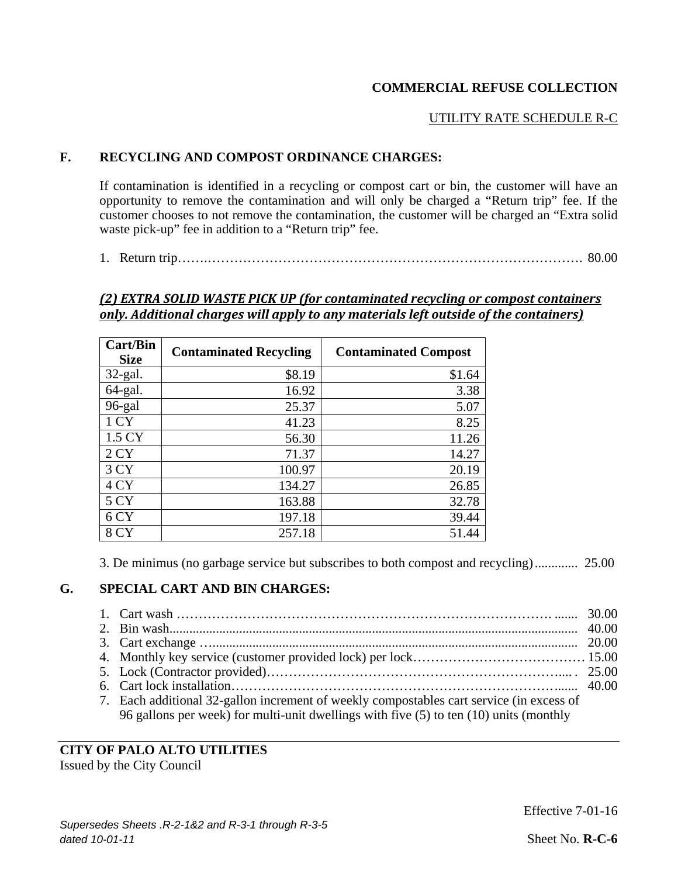**COMMERCIAL REFUSE COLLECTION**

UTILITY RATE SCHEDULE R-C

**F. RECYCLING AND COMPOST ORDINANCE CHARGES:**

If contamination is identified in a recycling or compost cart or bin, the customer will have an opportunity to remove the contamination and will only be charged a "Return trip" fee. If the customer chooses to not remove the contamination, the customer will be charged an "Extra solid waste pick-up" fee in addition to a "Return trip" fee.

1. Return trip……………………………………………………………………………. 80.00

***(2) EXTRA SOLID WASTE PICK UP (for contaminated recycling or compost containers only. Additional charges will apply to any materials left outside of the containers)***

| Cart/Bin Size | Contaminated Recycling | Contaminated Compost |
|---|---|---|
| 32-gal. | $8.19 | $1.64 |
| 64-gal. | 16.92 | 3.38 |
| 96-gal | 25.37 | 5.07 |
| 1 CY | 41.23 | 8.25 |
| 1.5 CY | 56.30 | 11.26 |
| 2 CY | 71.37 | 14.27 |
| 3 CY | 100.97 | 20.19 |
| 4 CY | 134.27 | 26.85 |
| 5 CY | 163.88 | 32.78 |
| 6 CY | 197.18 | 39.44 |
| 8 CY | 257.18 | 51.44 |

3. De minimus (no garbage service but subscribes to both compost and recycling)............ 25.00

**G. SPECIAL CART AND BIN CHARGES:**

1. Cart wash ……………………………………………………………………………. ....... 30.00
2. Bin wash.......................................................................................................................... 40.00
3. Cart exchange …............................................................................................................ 20.00
4. Monthly key service (customer provided lock) per lock………………………………… 15.00
5. Lock (Contractor provided)………………………………………………………….... . 25.00
6. Cart lock installation……………………………………………………………….......... 40.00
7. Each additional 32-gallon increment of weekly compostables cart service (in excess of 96 gallons per week) for multi-unit dwellings with five (5) to ten (10) units (monthly

**CITY OF PALO ALTO UTILITIES**
Issued by the City Council

Effective 7-01-16

*Supersedes Sheets .R-2-1&2 and R-3-1 through R-3-5 dated 10-01-11*

Sheet No. **R-C-6**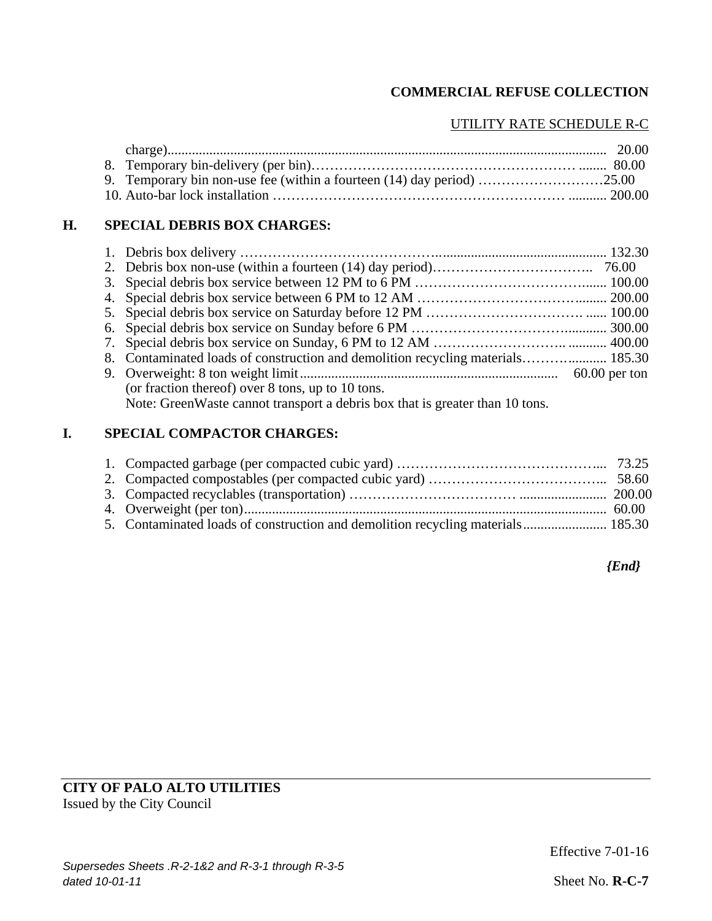**COMMERCIAL REFUSE COLLECTION**

UTILITY RATE SCHEDULE R-C

charge)........................................................................................................................... 20.00

8. Temporary bin-delivery (per bin)………………………………………………… ........ 80.00
9. Temporary bin non-use fee (within a fourteen (14) day period) ………………………25.00
10. Auto-bar lock installation …………………………………………………… ........... 200.00

**H. SPECIAL DEBRIS BOX CHARGES:**

1. Debris box delivery …………………………………….............................................. 132.30
2. Debris box non-use (within a fourteen (14) day period)…………………………….. 76.00
3. Special debris box service between 12 PM to 6 PM …………………………………....... 100.00
4. Special debris box service between 6 PM to 12 AM ………………………………......... 200.00
5. Special debris box service on Saturday before 12 PM ……………………………. ...... 100.00
6. Special debris box service on Sunday before 6 PM ……………………………............ 300.00
7. Special debris box service on Sunday, 6 PM to 12 AM …………………….. ........... 400.00
8. Contaminated loads of construction and demolition recycling materials……….......... 185.30
9. Overweight: 8 ton weight limit........................................................................... 60.00 per ton (or fraction thereof) over 8 tons, up to 10 tons.
   Note: GreenWaste cannot transport a debris box that is greater than 10 tons.

**I. SPECIAL COMPACTOR CHARGES:**

1. Compacted garbage (per compacted cubic yard) ……………………………………... 73.25
2. Compacted compostables (per compacted cubic yard) ………………………………... 58.60
3. Compacted recyclables (transportation) …………………………… ......................... 200.00
4. Overweight (per ton)........................................................................................................ 60.00
5. Contaminated loads of construction and demolition recycling materials........................ 185.30

***{End}***

**CITY OF PALO ALTO UTILITIES**
Issued by the City Council

Effective 7-01-16

*Supersedes Sheets .R-2-1&2 and R-3-1 through R-3-5 dated 10-01-11*

Sheet No. **R-C-7**